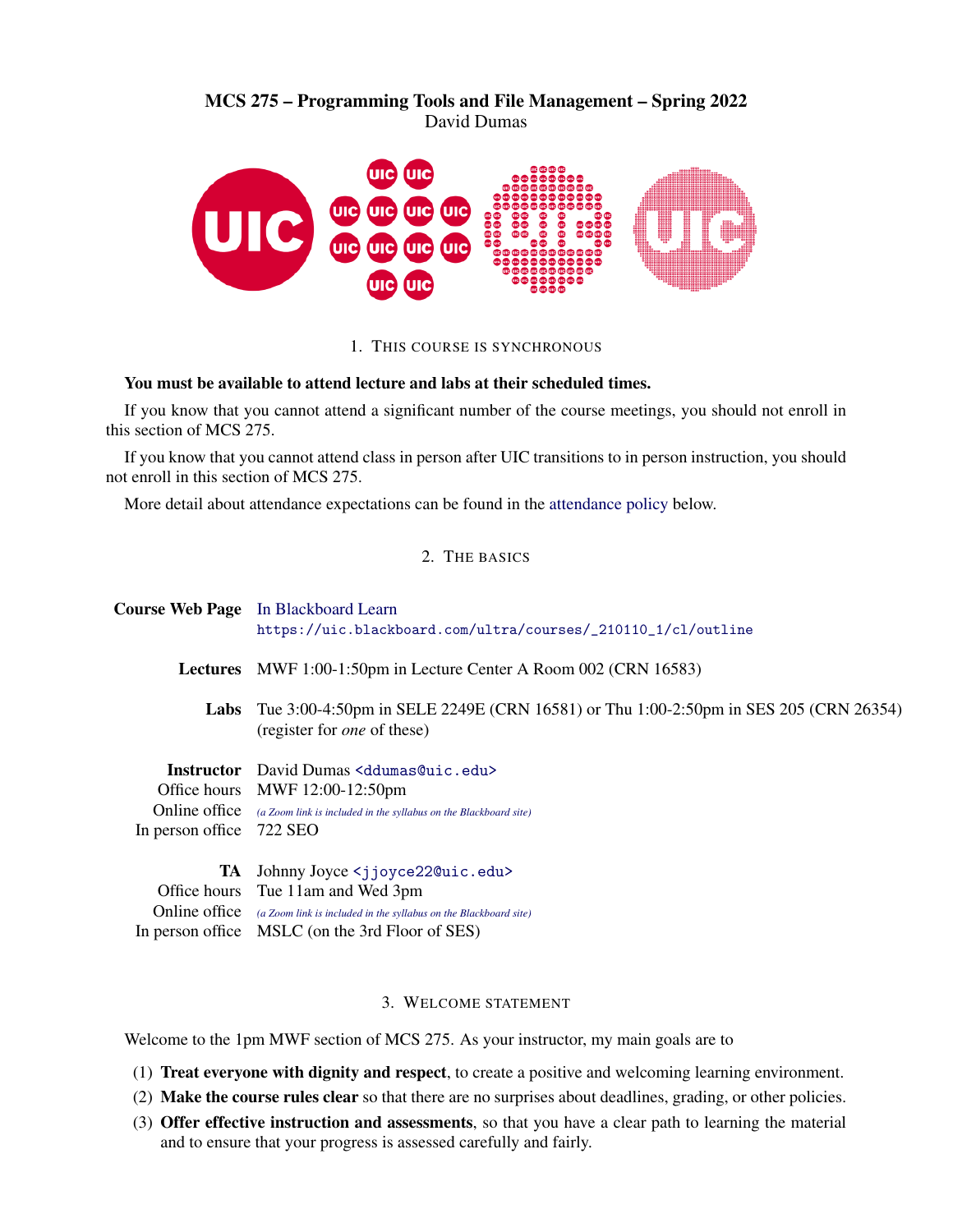# MCS 275 – Programming Tools and File Management – Spring 2022

David Dumas

## 1. This course is synchronous

**You must be available to attend lecture and labs at their scheduled times.**

If you know that you cannot attend a significant number of the course meetings, you should not enroll in this section of MCS 275.

If you know that you cannot attend class in person after UIC transitions to in person instruction, you should not enroll in this section of MCS 275.

More detail about attendance expectations can be found in the attendance policy below.

## 2. The basics

**Course Web Page** In Blackboard Learn
`https://uic.blackboard.com/ultra/courses/_210110_1/cl/outline`

**Lectures** MWF 1:00-1:50pm in Lecture Center A Room 002 (CRN 16583)

**Labs** Tue 3:00-4:50pm in SELE 2249E (CRN 16581) or Thu 1:00-2:50pm in SES 205 (CRN 26354) (register for *one* of these)

**Instructor** David Dumas `<ddumas@uic.edu>`
Office hours MWF 12:00-12:50pm
Online office *(a Zoom link is included in the syllabus on the Blackboard site)*
In person office 722 SEO

**TA** Johnny Joyce `<jjoyce22@uic.edu>`
Office hours Tue 11am and Wed 3pm
Online office *(a Zoom link is included in the syllabus on the Blackboard site)*
In person office MSLC (on the 3rd Floor of SES)

## 3. Welcome statement

Welcome to the 1pm MWF section of MCS 275. As your instructor, my main goals are to

(1) **Treat everyone with dignity and respect**, to create a positive and welcoming learning environment.
(2) **Make the course rules clear** so that there are no surprises about deadlines, grading, or other policies.
(3) **Offer effective instruction and assessments**, so that you have a clear path to learning the material and to ensure that your progress is assessed carefully and fairly.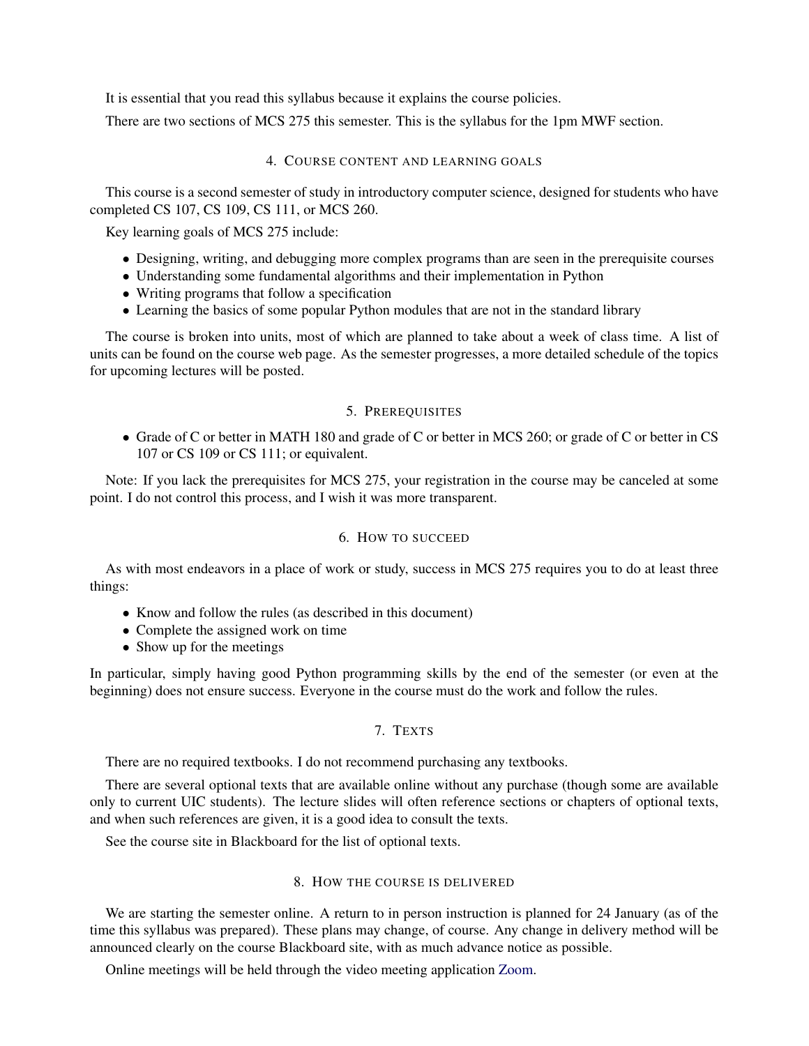It is essential that you read this syllabus because it explains the course policies.

There are two sections of MCS 275 this semester. This is the syllabus for the 1pm MWF section.

## 4. Course content and learning goals

This course is a second semester of study in introductory computer science, designed for students who have completed CS 107, CS 109, CS 111, or MCS 260.

Key learning goals of MCS 275 include:

- Designing, writing, and debugging more complex programs than are seen in the prerequisite courses
- Understanding some fundamental algorithms and their implementation in Python
- Writing programs that follow a specification
- Learning the basics of some popular Python modules that are not in the standard library

The course is broken into units, most of which are planned to take about a week of class time. A list of units can be found on the course web page. As the semester progresses, a more detailed schedule of the topics for upcoming lectures will be posted.

## 5. Prerequisites

- Grade of C or better in MATH 180 and grade of C or better in MCS 260; or grade of C or better in CS 107 or CS 109 or CS 111; or equivalent.

Note: If you lack the prerequisites for MCS 275, your registration in the course may be canceled at some point. I do not control this process, and I wish it was more transparent.

## 6. How to succeed

As with most endeavors in a place of work or study, success in MCS 275 requires you to do at least three things:

- Know and follow the rules (as described in this document)
- Complete the assigned work on time
- Show up for the meetings

In particular, simply having good Python programming skills by the end of the semester (or even at the beginning) does not ensure success. Everyone in the course must do the work and follow the rules.

## 7. Texts

There are no required textbooks. I do not recommend purchasing any textbooks.

There are several optional texts that are available online without any purchase (though some are available only to current UIC students). The lecture slides will often reference sections or chapters of optional texts, and when such references are given, it is a good idea to consult the texts.

See the course site in Blackboard for the list of optional texts.

## 8. How the course is delivered

We are starting the semester online. A return to in person instruction is planned for 24 January (as of the time this syllabus was prepared). These plans may change, of course. Any change in delivery method will be announced clearly on the course Blackboard site, with as much advance notice as possible.

Online meetings will be held through the video meeting application Zoom.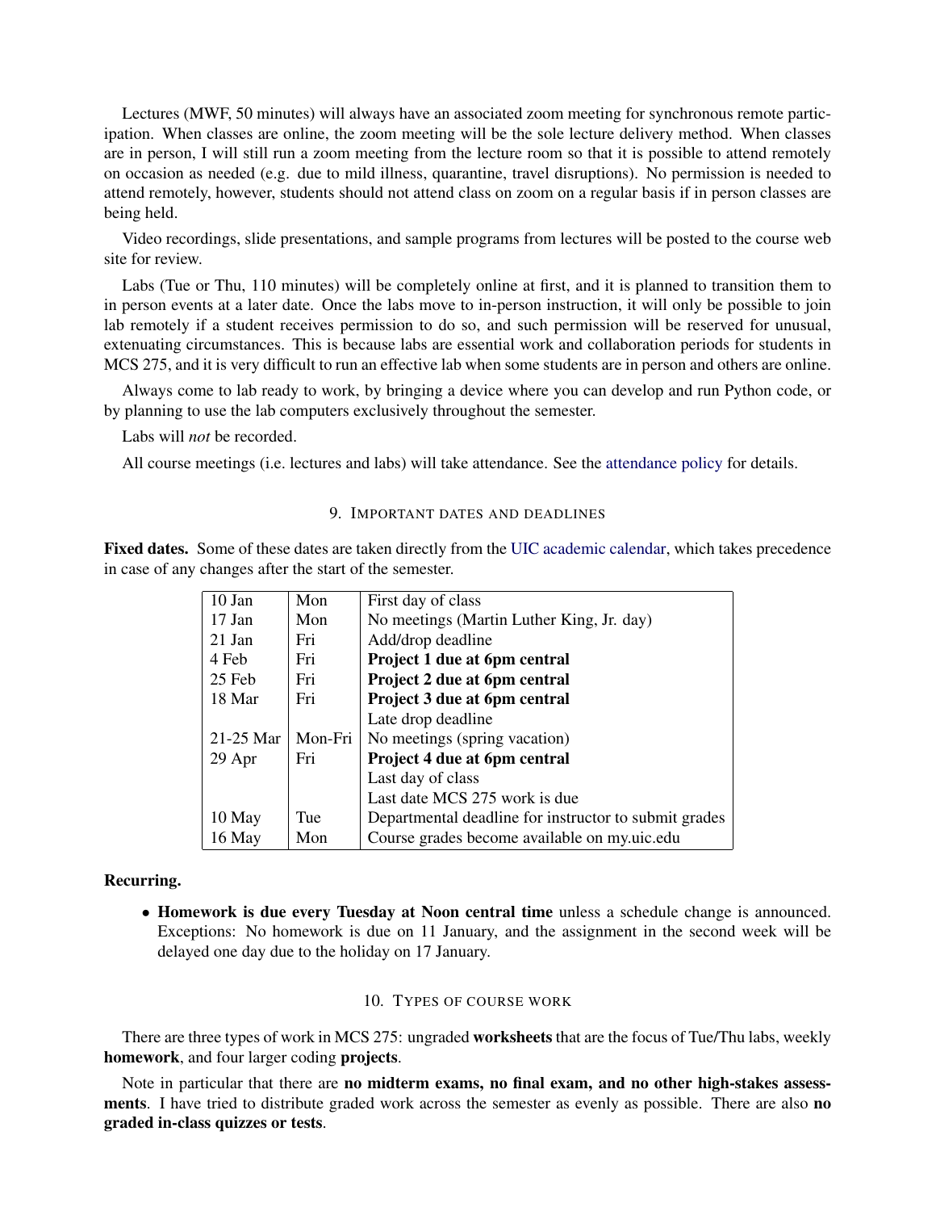Lectures (MWF, 50 minutes) will always have an associated zoom meeting for synchronous remote participation. When classes are online, the zoom meeting will be the sole lecture delivery method. When classes are in person, I will still run a zoom meeting from the lecture room so that it is possible to attend remotely on occasion as needed (e.g. due to mild illness, quarantine, travel disruptions). No permission is needed to attend remotely, however, students should not attend class on zoom on a regular basis if in person classes are being held.

Video recordings, slide presentations, and sample programs from lectures will be posted to the course web site for review.

Labs (Tue or Thu, 110 minutes) will be completely online at first, and it is planned to transition them to in person events at a later date. Once the labs move to in-person instruction, it will only be possible to join lab remotely if a student receives permission to do so, and such permission will be reserved for unusual, extenuating circumstances. This is because labs are essential work and collaboration periods for students in MCS 275, and it is very difficult to run an effective lab when some students are in person and others are online.

Always come to lab ready to work, by bringing a device where you can develop and run Python code, or by planning to use the lab computers exclusively throughout the semester.

Labs will *not* be recorded.

All course meetings (i.e. lectures and labs) will take attendance. See the attendance policy for details.

## 9. Important dates and deadlines

**Fixed dates.** Some of these dates are taken directly from the UIC academic calendar, which takes precedence in case of any changes after the start of the semester.

| | | |
|---|---|---|
| 10 Jan | Mon | First day of class |
| 17 Jan | Mon | No meetings (Martin Luther King, Jr. day) |
| 21 Jan | Fri | Add/drop deadline |
| 4 Feb | Fri | **Project 1 due at 6pm central** |
| 25 Feb | Fri | **Project 2 due at 6pm central** |
| 18 Mar | Fri | **Project 3 due at 6pm central** |
| | | Late drop deadline |
| 21-25 Mar | Mon-Fri | No meetings (spring vacation) |
| 29 Apr | Fri | **Project 4 due at 6pm central** |
| | | Last day of class |
| | | Last date MCS 275 work is due |
| 10 May | Tue | Departmental deadline for instructor to submit grades |
| 16 May | Mon | Course grades become available on my.uic.edu |

**Recurring.**

- **Homework is due every Tuesday at Noon central time** unless a schedule change is announced. Exceptions: No homework is due on 11 January, and the assignment in the second week will be delayed one day due to the holiday on 17 January.

## 10. Types of course work

There are three types of work in MCS 275: ungraded **worksheets** that are the focus of Tue/Thu labs, weekly **homework**, and four larger coding **projects**.

Note in particular that there are **no midterm exams, no final exam, and no other high-stakes assessments**. I have tried to distribute graded work across the semester as evenly as possible. There are also **no graded in-class quizzes or tests**.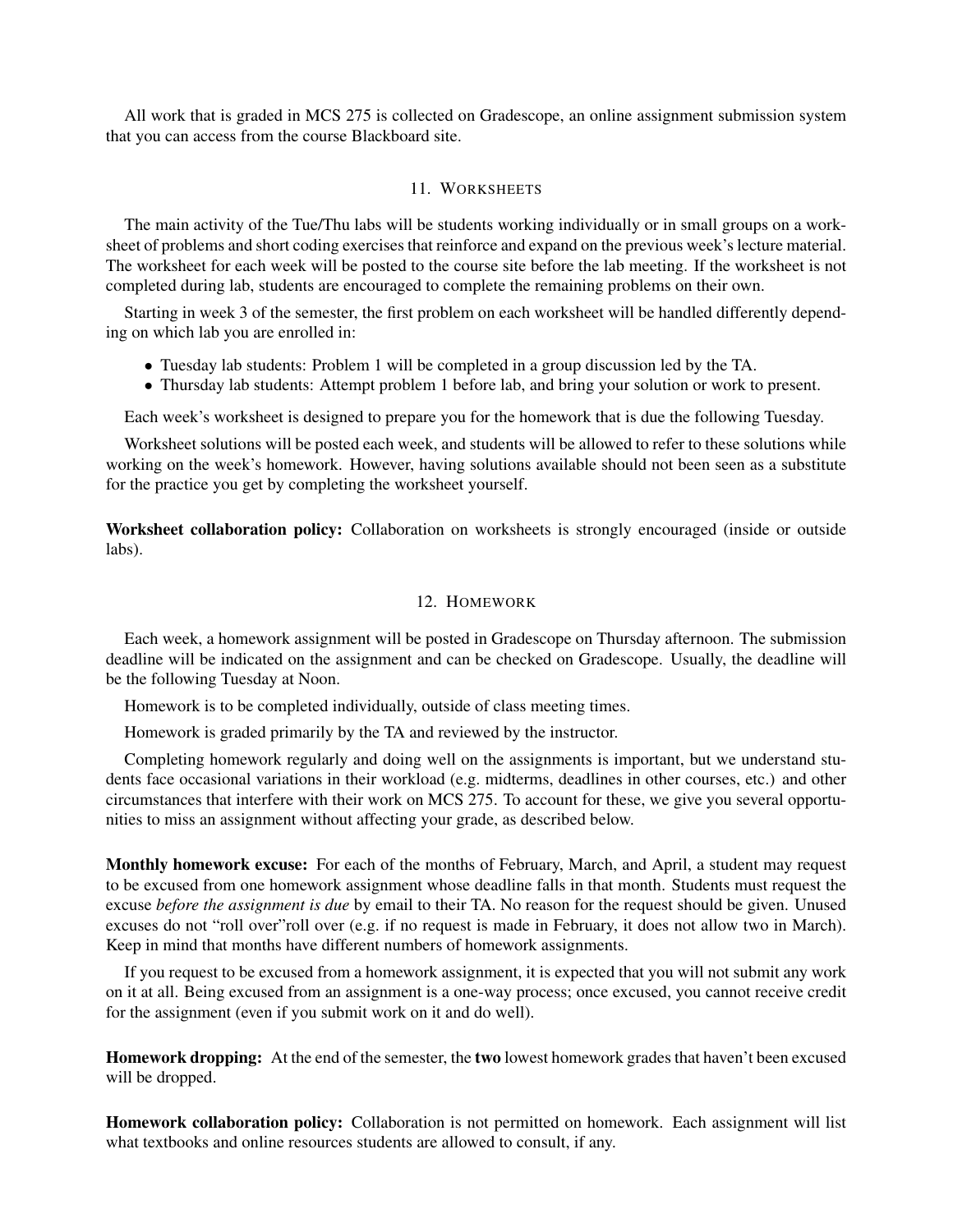All work that is graded in MCS 275 is collected on Gradescope, an online assignment submission system that you can access from the course Blackboard site.

## 11. Worksheets

The main activity of the Tue/Thu labs will be students working individually or in small groups on a worksheet of problems and short coding exercises that reinforce and expand on the previous week's lecture material. The worksheet for each week will be posted to the course site before the lab meeting. If the worksheet is not completed during lab, students are encouraged to complete the remaining problems on their own.

Starting in week 3 of the semester, the first problem on each worksheet will be handled differently depending on which lab you are enrolled in:

- Tuesday lab students: Problem 1 will be completed in a group discussion led by the TA.
- Thursday lab students: Attempt problem 1 before lab, and bring your solution or work to present.

Each week's worksheet is designed to prepare you for the homework that is due the following Tuesday.

Worksheet solutions will be posted each week, and students will be allowed to refer to these solutions while working on the week's homework. However, having solutions available should not been seen as a substitute for the practice you get by completing the worksheet yourself.

**Worksheet collaboration policy:** Collaboration on worksheets is strongly encouraged (inside or outside labs).

## 12. Homework

Each week, a homework assignment will be posted in Gradescope on Thursday afternoon. The submission deadline will be indicated on the assignment and can be checked on Gradescope. Usually, the deadline will be the following Tuesday at Noon.

Homework is to be completed individually, outside of class meeting times.

Homework is graded primarily by the TA and reviewed by the instructor.

Completing homework regularly and doing well on the assignments is important, but we understand students face occasional variations in their workload (e.g. midterms, deadlines in other courses, etc.) and other circumstances that interfere with their work on MCS 275. To account for these, we give you several opportunities to miss an assignment without affecting your grade, as described below.

**Monthly homework excuse:** For each of the months of February, March, and April, a student may request to be excused from one homework assignment whose deadline falls in that month. Students must request the excuse *before the assignment is due* by email to their TA. No reason for the request should be given. Unused excuses do not "roll over"roll over (e.g. if no request is made in February, it does not allow two in March). Keep in mind that months have different numbers of homework assignments.

If you request to be excused from a homework assignment, it is expected that you will not submit any work on it at all. Being excused from an assignment is a one-way process; once excused, you cannot receive credit for the assignment (even if you submit work on it and do well).

**Homework dropping:** At the end of the semester, the **two** lowest homework grades that haven't been excused will be dropped.

**Homework collaboration policy:** Collaboration is not permitted on homework. Each assignment will list what textbooks and online resources students are allowed to consult, if any.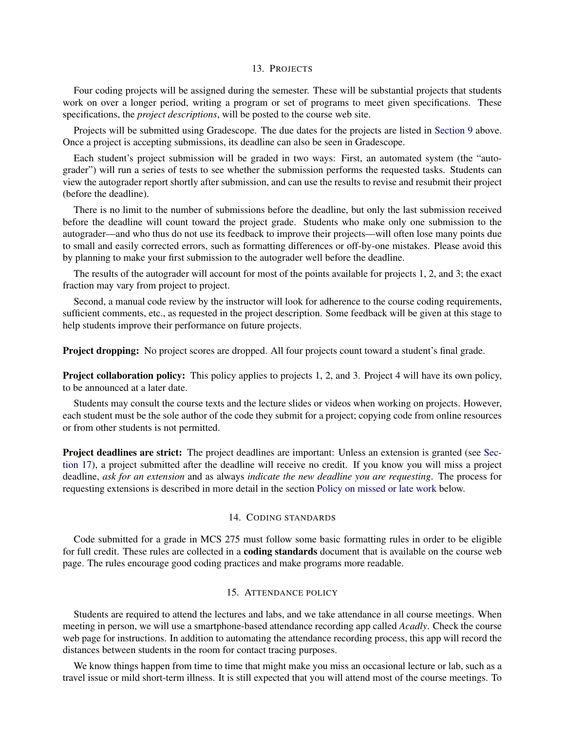## 13. PROJECTS

Four coding projects will be assigned during the semester. These will be substantial projects that students work on over a longer period, writing a program or set of programs to meet given specifications. These specifications, the *project descriptions*, will be posted to the course web site.

Projects will be submitted using Gradescope. The due dates for the projects are listed in Section 9 above. Once a project is accepting submissions, its deadline can also be seen in Gradescope.

Each student's project submission will be graded in two ways: First, an automated system (the "autograder") will run a series of tests to see whether the submission performs the requested tasks. Students can view the autograder report shortly after submission, and can use the results to revise and resubmit their project (before the deadline).

There is no limit to the number of submissions before the deadline, but only the last submission received before the deadline will count toward the project grade. Students who make only one submission to the autograder—and who thus do not use its feedback to improve their projects—will often lose many points due to small and easily corrected errors, such as formatting differences or off-by-one mistakes. Please avoid this by planning to make your first submission to the autograder well before the deadline.

The results of the autograder will account for most of the points available for projects 1, 2, and 3; the exact fraction may vary from project to project.

Second, a manual code review by the instructor will look for adherence to the course coding requirements, sufficient comments, etc., as requested in the project description. Some feedback will be given at this stage to help students improve their performance on future projects.

**Project dropping:** No project scores are dropped. All four projects count toward a student's final grade.

**Project collaboration policy:** This policy applies to projects 1, 2, and 3. Project 4 will have its own policy, to be announced at a later date.

Students may consult the course texts and the lecture slides or videos when working on projects. However, each student must be the sole author of the code they submit for a project; copying code from online resources or from other students is not permitted.

**Project deadlines are strict:** The project deadlines are important: Unless an extension is granted (see Section 17), a project submitted after the deadline will receive no credit. If you know you will miss a project deadline, *ask for an extension* and as always *indicate the new deadline you are requesting*. The process for requesting extensions is described in more detail in the section Policy on missed or late work below.

## 14. CODING STANDARDS

Code submitted for a grade in MCS 275 must follow some basic formatting rules in order to be eligible for full credit. These rules are collected in a **coding standards** document that is available on the course web page. The rules encourage good coding practices and make programs more readable.

## 15. ATTENDANCE POLICY

Students are required to attend the lectures and labs, and we take attendance in all course meetings. When meeting in person, we will use a smartphone-based attendance recording app called *Acadly*. Check the course web page for instructions. In addition to automating the attendance recording process, this app will record the distances between students in the room for contact tracing purposes.

We know things happen from time to time that might make you miss an occasional lecture or lab, such as a travel issue or mild short-term illness. It is still expected that you will attend most of the course meetings. To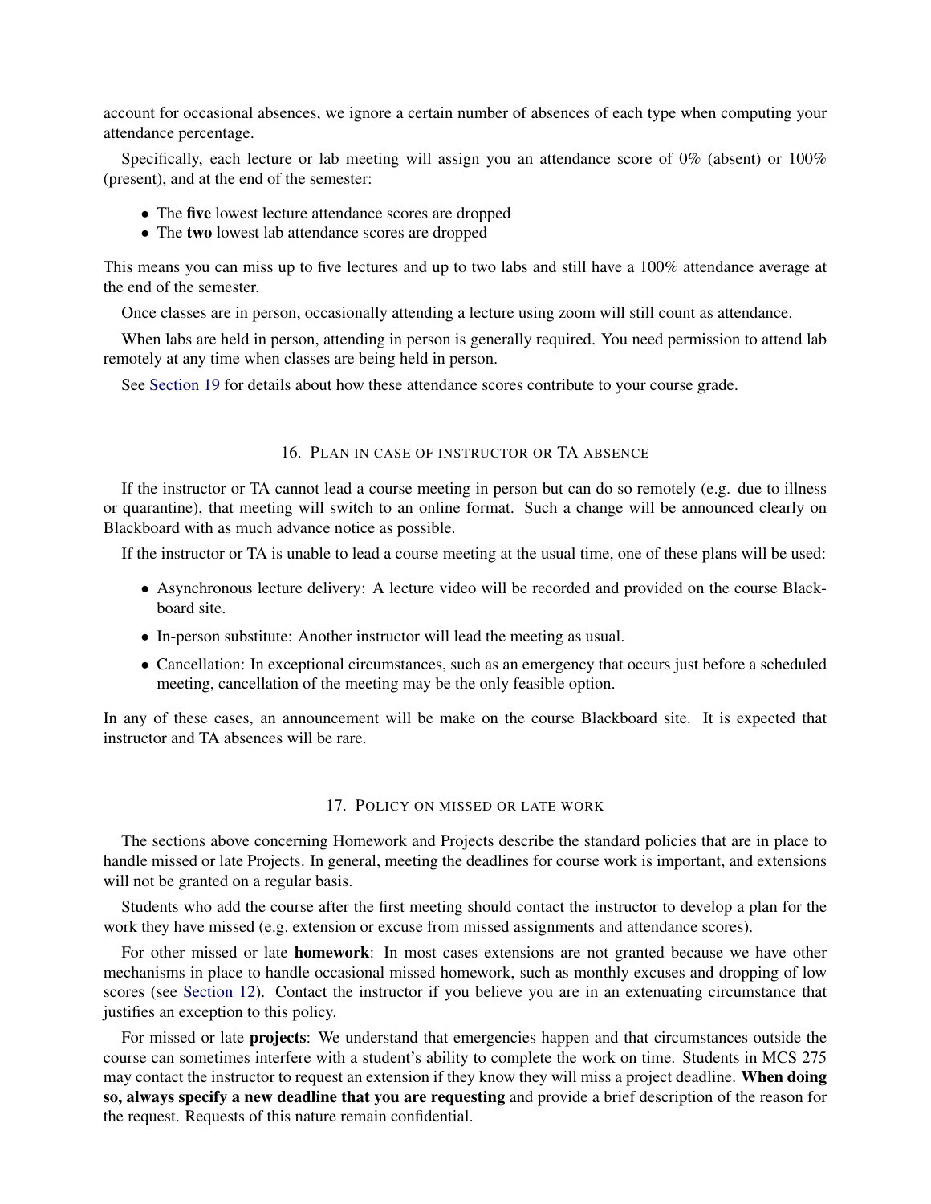account for occasional absences, we ignore a certain number of absences of each type when computing your attendance percentage.

Specifically, each lecture or lab meeting will assign you an attendance score of 0% (absent) or 100% (present), and at the end of the semester:

- The **five** lowest lecture attendance scores are dropped
- The **two** lowest lab attendance scores are dropped

This means you can miss up to five lectures and up to two labs and still have a 100% attendance average at the end of the semester.

Once classes are in person, occasionally attending a lecture using zoom will still count as attendance.

When labs are held in person, attending in person is generally required. You need permission to attend lab remotely at any time when classes are being held in person.

See Section 19 for details about how these attendance scores contribute to your course grade.

## 16. Plan in case of instructor or TA absence

If the instructor or TA cannot lead a course meeting in person but can do so remotely (e.g. due to illness or quarantine), that meeting will switch to an online format. Such a change will be announced clearly on Blackboard with as much advance notice as possible.

If the instructor or TA is unable to lead a course meeting at the usual time, one of these plans will be used:

- Asynchronous lecture delivery: A lecture video will be recorded and provided on the course Blackboard site.
- In-person substitute: Another instructor will lead the meeting as usual.
- Cancellation: In exceptional circumstances, such as an emergency that occurs just before a scheduled meeting, cancellation of the meeting may be the only feasible option.

In any of these cases, an announcement will be make on the course Blackboard site. It is expected that instructor and TA absences will be rare.

## 17. Policy on missed or late work

The sections above concerning Homework and Projects describe the standard policies that are in place to handle missed or late Projects. In general, meeting the deadlines for course work is important, and extensions will not be granted on a regular basis.

Students who add the course after the first meeting should contact the instructor to develop a plan for the work they have missed (e.g. extension or excuse from missed assignments and attendance scores).

For other missed or late **homework**: In most cases extensions are not granted because we have other mechanisms in place to handle occasional missed homework, such as monthly excuses and dropping of low scores (see Section 12). Contact the instructor if you believe you are in an extenuating circumstance that justifies an exception to this policy.

For missed or late **projects**: We understand that emergencies happen and that circumstances outside the course can sometimes interfere with a student's ability to complete the work on time. Students in MCS 275 may contact the instructor to request an extension if they know they will miss a project deadline. **When doing so, always specify a new deadline that you are requesting** and provide a brief description of the reason for the request. Requests of this nature remain confidential.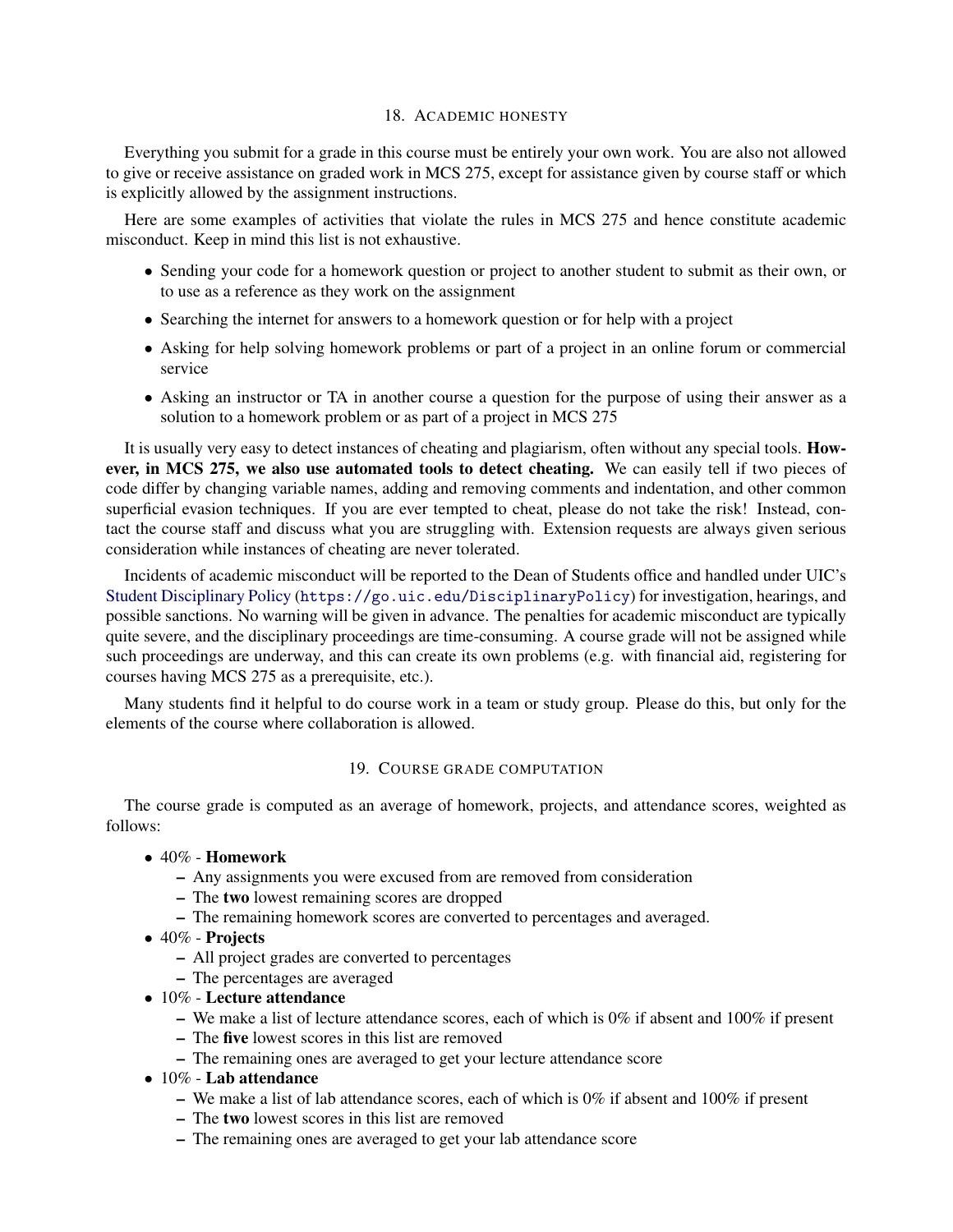## 18. Academic honesty

Everything you submit for a grade in this course must be entirely your own work. You are also not allowed to give or receive assistance on graded work in MCS 275, except for assistance given by course staff or which is explicitly allowed by the assignment instructions.

Here are some examples of activities that violate the rules in MCS 275 and hence constitute academic misconduct. Keep in mind this list is not exhaustive.

- Sending your code for a homework question or project to another student to submit as their own, or to use as a reference as they work on the assignment
- Searching the internet for answers to a homework question or for help with a project
- Asking for help solving homework problems or part of a project in an online forum or commercial service
- Asking an instructor or TA in another course a question for the purpose of using their answer as a solution to a homework problem or as part of a project in MCS 275

It is usually very easy to detect instances of cheating and plagiarism, often without any special tools. **However, in MCS 275, we also use automated tools to detect cheating.** We can easily tell if two pieces of code differ by changing variable names, adding and removing comments and indentation, and other common superficial evasion techniques. If you are ever tempted to cheat, please do not take the risk! Instead, contact the course staff and discuss what you are struggling with. Extension requests are always given serious consideration while instances of cheating are never tolerated.

Incidents of academic misconduct will be reported to the Dean of Students office and handled under UIC's Student Disciplinary Policy (`https://go.uic.edu/DisciplinaryPolicy`) for investigation, hearings, and possible sanctions. No warning will be given in advance. The penalties for academic misconduct are typically quite severe, and the disciplinary proceedings are time-consuming. A course grade will not be assigned while such proceedings are underway, and this can create its own problems (e.g. with financial aid, registering for courses having MCS 275 as a prerequisite, etc.).

Many students find it helpful to do course work in a team or study group. Please do this, but only for the elements of the course where collaboration is allowed.

## 19. Course grade computation

The course grade is computed as an average of homework, projects, and attendance scores, weighted as follows:

- 40% - **Homework**
  - Any assignments you were excused from are removed from consideration
  - The **two** lowest remaining scores are dropped
  - The remaining homework scores are converted to percentages and averaged.
- 40% - **Projects**
  - All project grades are converted to percentages
  - The percentages are averaged
- 10% - **Lecture attendance**
  - We make a list of lecture attendance scores, each of which is 0% if absent and 100% if present
  - The **five** lowest scores in this list are removed
  - The remaining ones are averaged to get your lecture attendance score
- 10% - **Lab attendance**
  - We make a list of lab attendance scores, each of which is 0% if absent and 100% if present
  - The **two** lowest scores in this list are removed
  - The remaining ones are averaged to get your lab attendance score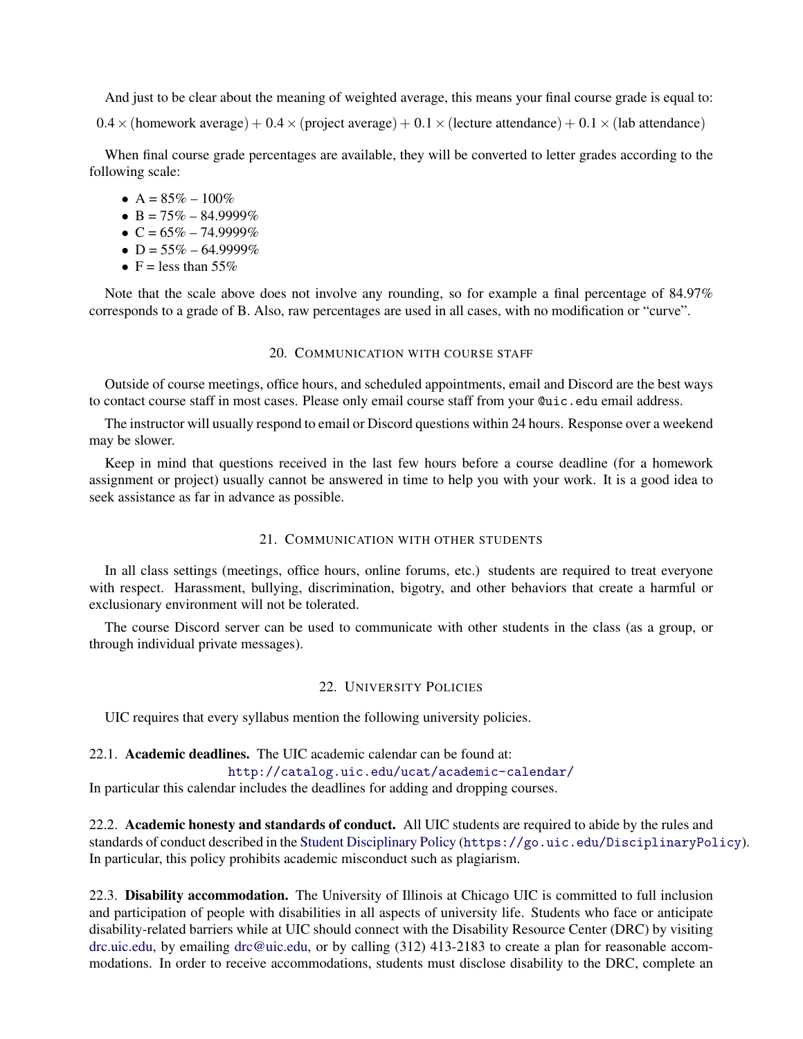And just to be clear about the meaning of weighted average, this means your final course grade is equal to:

$$0.4 \times (\text{homework average}) + 0.4 \times (\text{project average}) + 0.1 \times (\text{lecture attendance}) + 0.1 \times (\text{lab attendance})$$

When final course grade percentages are available, they will be converted to letter grades according to the following scale:

- A = 85% – 100%
- B = 75% – 84.9999%
- C = 65% – 74.9999%
- D = 55% – 64.9999%
- F = less than 55%

Note that the scale above does not involve any rounding, so for example a final percentage of 84.97% corresponds to a grade of B. Also, raw percentages are used in all cases, with no modification or "curve".

## 20. Communication with course staff

Outside of course meetings, office hours, and scheduled appointments, email and Discord are the best ways to contact course staff in most cases. Please only email course staff from your `@uic.edu` email address.

The instructor will usually respond to email or Discord questions within 24 hours. Response over a weekend may be slower.

Keep in mind that questions received in the last few hours before a course deadline (for a homework assignment or project) usually cannot be answered in time to help you with your work. It is a good idea to seek assistance as far in advance as possible.

## 21. Communication with other students

In all class settings (meetings, office hours, online forums, etc.) students are required to treat everyone with respect. Harassment, bullying, discrimination, bigotry, and other behaviors that create a harmful or exclusionary environment will not be tolerated.

The course Discord server can be used to communicate with other students in the class (as a group, or through individual private messages).

## 22. University Policies

UIC requires that every syllabus mention the following university policies.

**22.1. Academic deadlines.** The UIC academic calendar can be found at:

`http://catalog.uic.edu/ucat/academic-calendar/`

In particular this calendar includes the deadlines for adding and dropping courses.

**22.2. Academic honesty and standards of conduct.** All UIC students are required to abide by the rules and standards of conduct described in the Student Disciplinary Policy (`https://go.uic.edu/DisciplinaryPolicy`). In particular, this policy prohibits academic misconduct such as plagiarism.

**22.3. Disability accommodation.** The University of Illinois at Chicago UIC is committed to full inclusion and participation of people with disabilities in all aspects of university life. Students who face or anticipate disability-related barriers while at UIC should connect with the Disability Resource Center (DRC) by visiting drc.uic.edu, by emailing drc@uic.edu, or by calling (312) 413-2183 to create a plan for reasonable accommodations. In order to receive accommodations, students must disclose disability to the DRC, complete an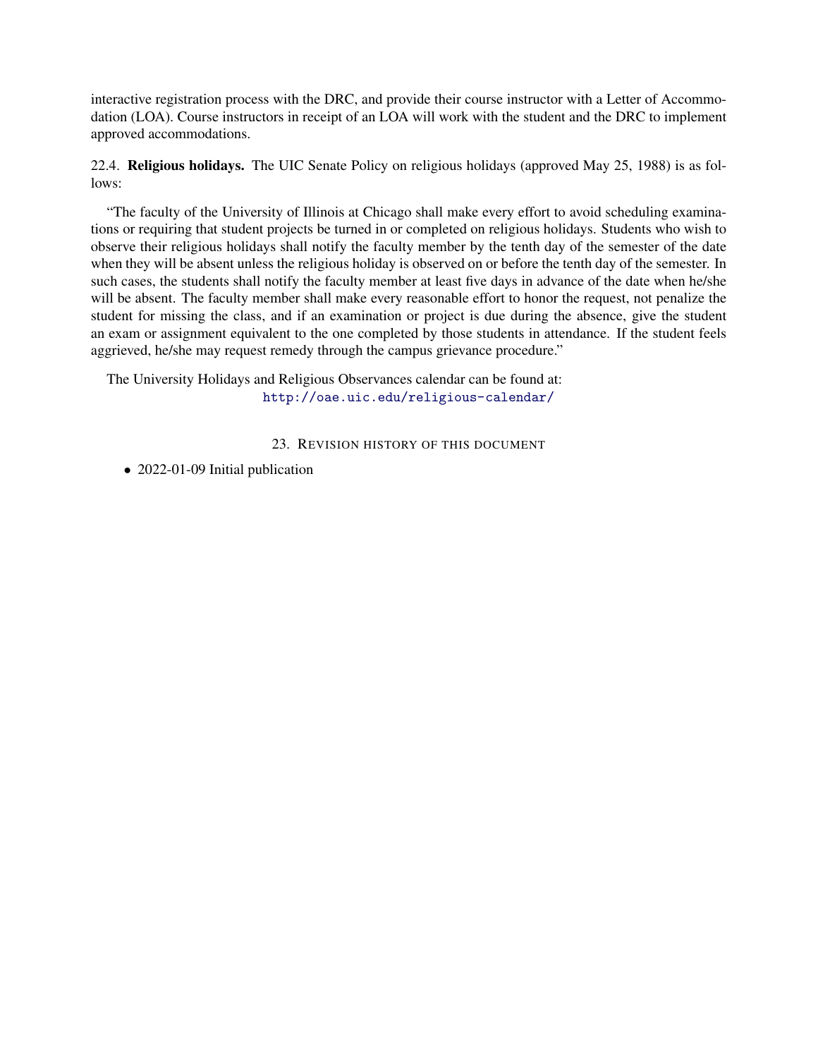interactive registration process with the DRC, and provide their course instructor with a Letter of Accommodation (LOA). Course instructors in receipt of an LOA will work with the student and the DRC to implement approved accommodations.

22.4. **Religious holidays.** The UIC Senate Policy on religious holidays (approved May 25, 1988) is as follows:

> "The faculty of the University of Illinois at Chicago shall make every effort to avoid scheduling examinations or requiring that student projects be turned in or completed on religious holidays. Students who wish to observe their religious holidays shall notify the faculty member by the tenth day of the semester of the date when they will be absent unless the religious holiday is observed on or before the tenth day of the semester. In such cases, the students shall notify the faculty member at least five days in advance of the date when he/she will be absent. The faculty member shall make every reasonable effort to honor the request, not penalize the student for missing the class, and if an examination or project is due during the absence, give the student an exam or assignment equivalent to the one completed by those students in attendance. If the student feels aggrieved, he/she may request remedy through the campus grievance procedure."

The University Holidays and Religious Observances calendar can be found at:
http://oae.uic.edu/religious-calendar/

## 23. Revision history of this document

- 2022-01-09 Initial publication